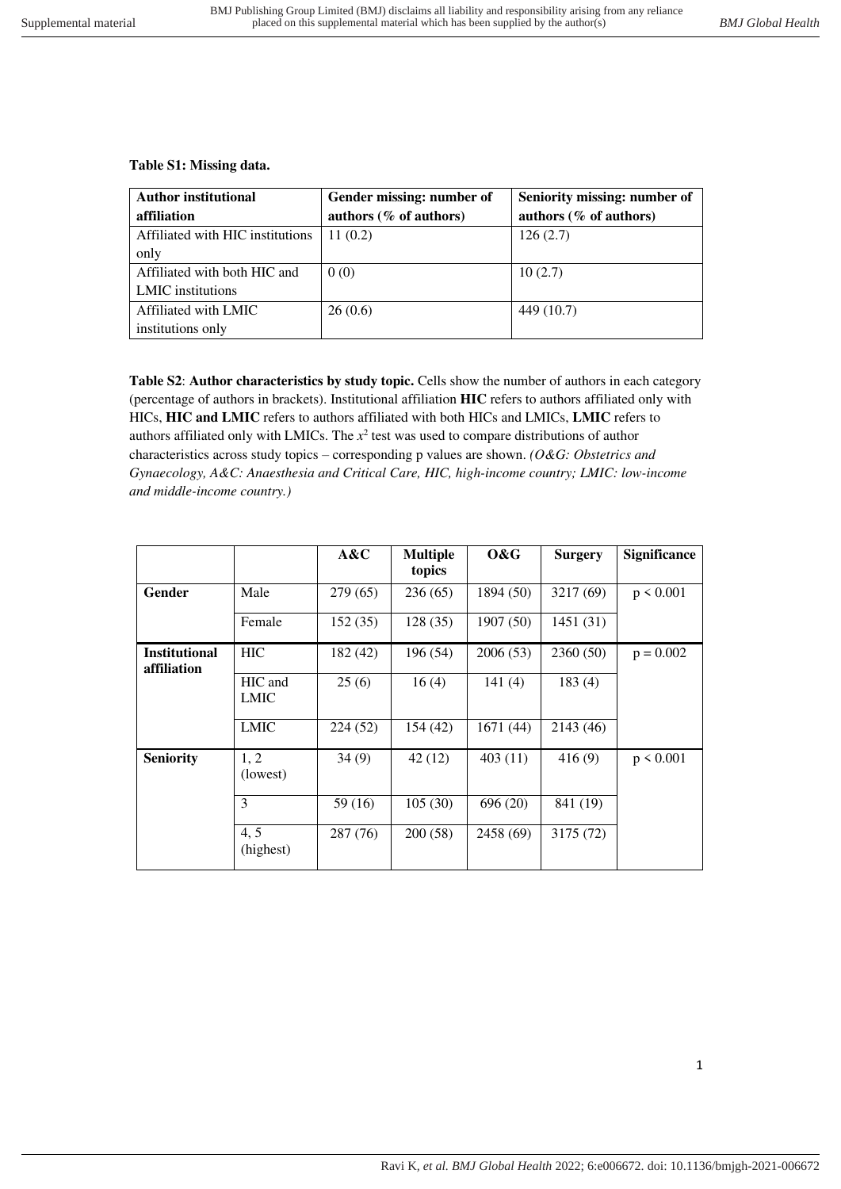**Table S1: Missing data.**

| Author institutional affiliation | Gender missing: number of authors (% of authors) | Seniority missing: number of authors (% of authors) |
|---|---|---|
| Affiliated with HIC institutions only | 11 (0.2) | 126 (2.7) |
| Affiliated with both HIC and LMIC institutions | 0 (0) | 10 (2.7) |
| Affiliated with LMIC institutions only | 26 (0.6) | 449 (10.7) |

**Table S2**: **Author characteristics by study topic.** Cells show the number of authors in each category (percentage of authors in brackets). Institutional affiliation **HIC** refers to authors affiliated only with HICs, **HIC and LMIC** refers to authors affiliated with both HICs and LMICs, **LMIC** refers to authors affiliated only with LMICs. The $x^2$ test was used to compare distributions of author characteristics across study topics – corresponding p values are shown. *(O&G: Obstetrics and Gynaecology, A&C: Anaesthesia and Critical Care, HIC, high-income country; LMIC: low-income and middle-income country.)*

| | | A&C | Multiple topics | O&G | Surgery | Significance |
|---|---|---|---|---|---|---|
| **Gender** | Male | 279 (65) | 236 (65) | 1894 (50) | 3217 (69) | $p < 0.001$ |
| | Female | 152 (35) | 128 (35) | 1907 (50) | 1451 (31) | |
| **Institutional affiliation** | HIC | 182 (42) | 196 (54) | 2006 (53) | 2360 (50) | $p = 0.002$ |
| | HIC and LMIC | 25 (6) | 16 (4) | 141 (4) | 183 (4) | |
| | LMIC | 224 (52) | 154 (42) | 1671 (44) | 2143 (46) | |
| **Seniority** | 1, 2 (lowest) | 34 (9) | 42 (12) | 403 (11) | 416 (9) | $p < 0.001$ |
| | 3 | 59 (16) | 105 (30) | 696 (20) | 841 (19) | |
| | 4, 5 (highest) | 287 (76) | 200 (58) | 2458 (69) | 3175 (72) | |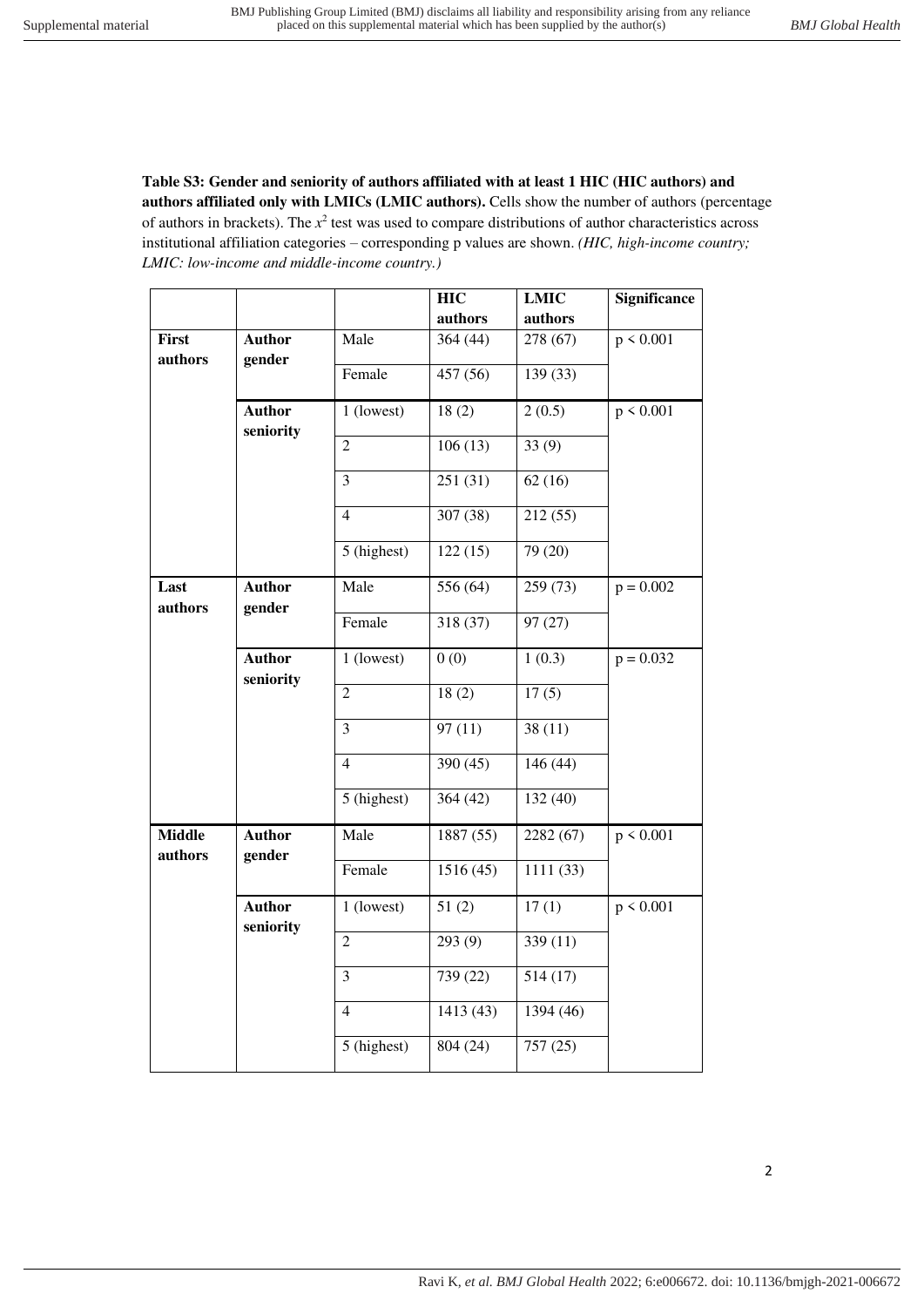**Table S3: Gender and seniority of authors affiliated with at least 1 HIC (HIC authors) and authors affiliated only with LMICs (LMIC authors).** Cells show the number of authors (percentage of authors in brackets). The $x^2$ test was used to compare distributions of author characteristics across institutional affiliation categories – corresponding p values are shown. *(HIC, high-income country; LMIC: low-income and middle-income country.)*

| | | | HIC authors | LMIC authors | Significance |
|---|---|---|---|---|---|
| **First authors** | **Author gender** | Male | 364 (44) | 278 (67) | $p < 0.001$ |
| | | Female | 457 (56) | 139 (33) | |
| | **Author seniority** | 1 (lowest) | 18 (2) | 2 (0.5) | $p < 0.001$ |
| | | 2 | 106 (13) | 33 (9) | |
| | | 3 | 251 (31) | 62 (16) | |
| | | 4 | 307 (38) | 212 (55) | |
| | | 5 (highest) | 122 (15) | 79 (20) | |
| **Last authors** | **Author gender** | Male | 556 (64) | 259 (73) | $p = 0.002$ |
| | | Female | 318 (37) | 97 (27) | |
| | **Author seniority** | 1 (lowest) | 0 (0) | 1 (0.3) | $p = 0.032$ |
| | | 2 | 18 (2) | 17 (5) | |
| | | 3 | 97 (11) | 38 (11) | |
| | | 4 | 390 (45) | 146 (44) | |
| | | 5 (highest) | 364 (42) | 132 (40) | |
| **Middle authors** | **Author gender** | Male | 1887 (55) | 2282 (67) | $p < 0.001$ |
| | | Female | 1516 (45) | 1111 (33) | |
| | **Author seniority** | 1 (lowest) | 51 (2) | 17 (1) | $p < 0.001$ |
| | | 2 | 293 (9) | 339 (11) | |
| | | 3 | 739 (22) | 514 (17) | |
| | | 4 | 1413 (43) | 1394 (46) | |
| | | 5 (highest) | 804 (24) | 757 (25) | |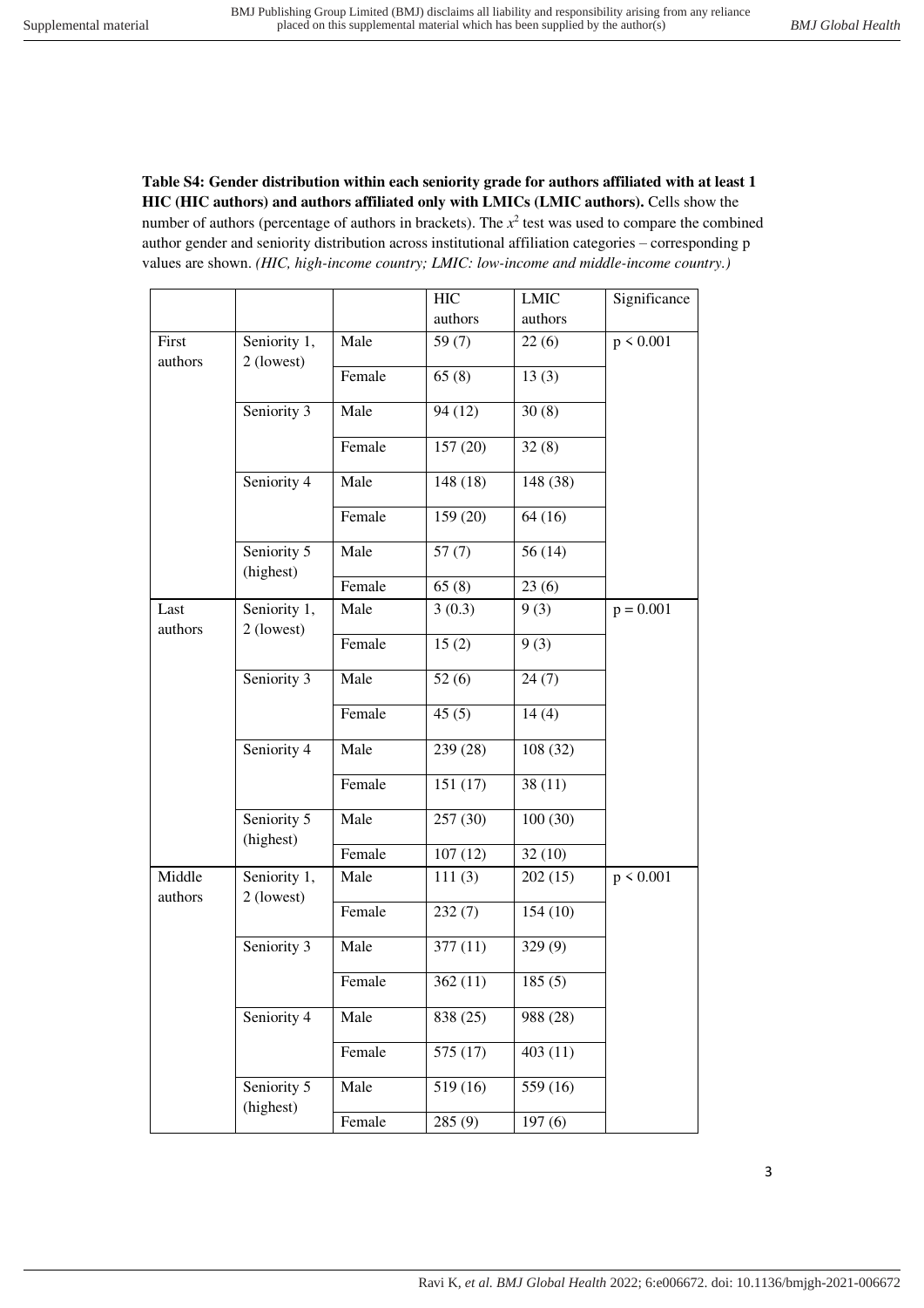**Table S4: Gender distribution within each seniority grade for authors affiliated with at least 1 HIC (HIC authors) and authors affiliated only with LMICs (LMIC authors).** Cells show the number of authors (percentage of authors in brackets). The $x^2$ test was used to compare the combined author gender and seniority distribution across institutional affiliation categories – corresponding p values are shown. *(HIC, high-income country; LMIC: low-income and middle-income country.)*

| | | | HIC authors | LMIC authors | Significance |
|---|---|---|---|---|---|
| First authors | Seniority 1, 2 (lowest) | Male | 59 (7) | 22 (6) | p < 0.001 |
| | | Female | 65 (8) | 13 (3) | |
| | Seniority 3 | Male | 94 (12) | 30 (8) | |
| | | Female | 157 (20) | 32 (8) | |
| | Seniority 4 | Male | 148 (18) | 148 (38) | |
| | | Female | 159 (20) | 64 (16) | |
| | Seniority 5 (highest) | Male | 57 (7) | 56 (14) | |
| | | Female | 65 (8) | 23 (6) | |
| Last authors | Seniority 1, 2 (lowest) | Male | 3 (0.3) | 9 (3) | p = 0.001 |
| | | Female | 15 (2) | 9 (3) | |
| | Seniority 3 | Male | 52 (6) | 24 (7) | |
| | | Female | 45 (5) | 14 (4) | |
| | Seniority 4 | Male | 239 (28) | 108 (32) | |
| | | Female | 151 (17) | 38 (11) | |
| | Seniority 5 (highest) | Male | 257 (30) | 100 (30) | |
| | | Female | 107 (12) | 32 (10) | |
| Middle authors | Seniority 1, 2 (lowest) | Male | 111 (3) | 202 (15) | p < 0.001 |
| | | Female | 232 (7) | 154 (10) | |
| | Seniority 3 | Male | 377 (11) | 329 (9) | |
| | | Female | 362 (11) | 185 (5) | |
| | Seniority 4 | Male | 838 (25) | 988 (28) | |
| | | Female | 575 (17) | 403 (11) | |
| | Seniority 5 (highest) | Male | 519 (16) | 559 (16) | |
| | | Female | 285 (9) | 197 (6) | |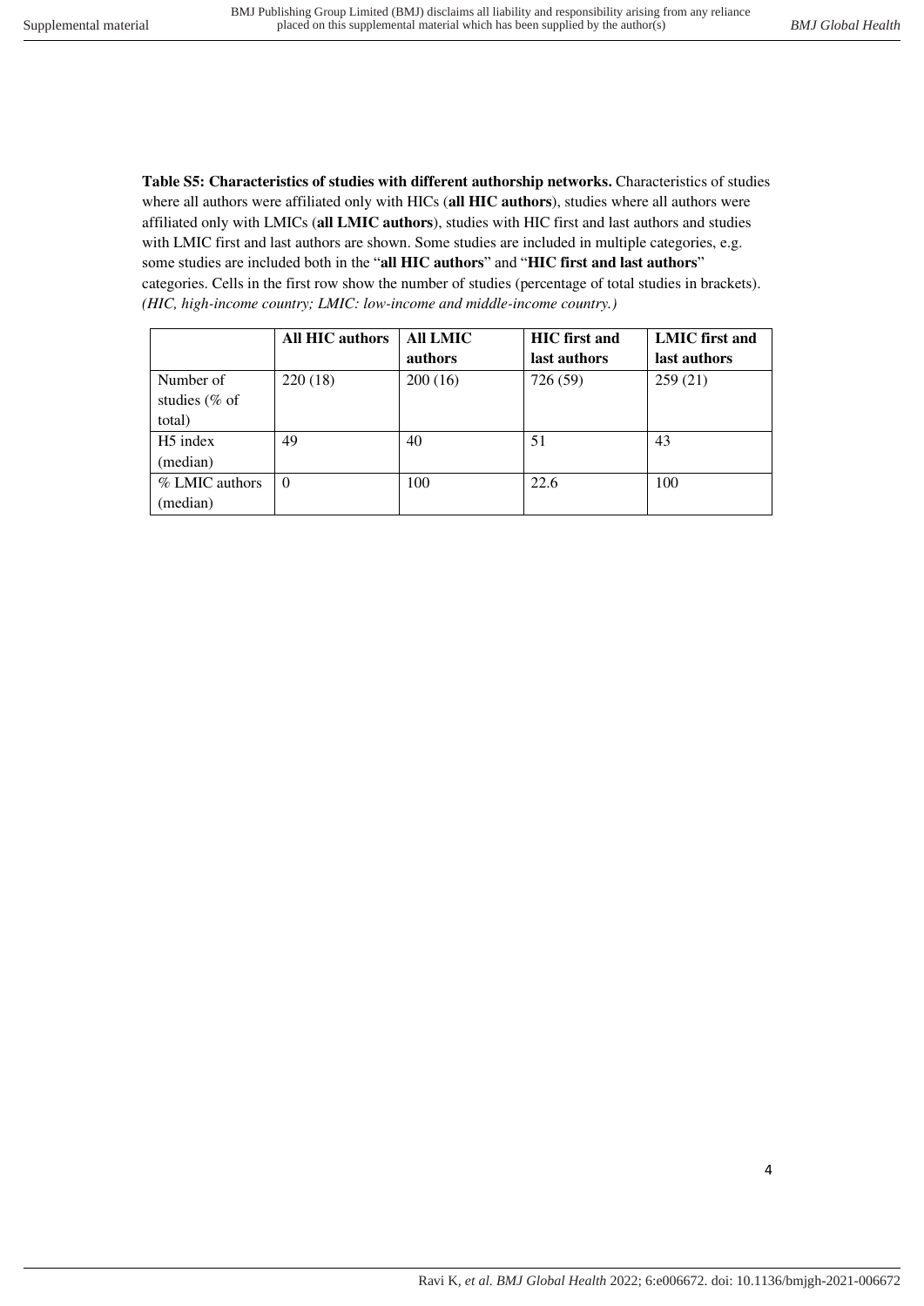**Table S5: Characteristics of studies with different authorship networks.** Characteristics of studies where all authors were affiliated only with HICs (**all HIC authors**), studies where all authors were affiliated only with LMICs (**all LMIC authors**), studies with HIC first and last authors and studies with LMIC first and last authors are shown. Some studies are included in multiple categories, e.g. some studies are included both in the "**all HIC authors**" and "**HIC first and last authors**" categories. Cells in the first row show the number of studies (percentage of total studies in brackets). *(HIC, high-income country; LMIC: low-income and middle-income country.)*

| | All HIC authors | All LMIC authors | HIC first and last authors | LMIC first and last authors |
|---|---|---|---|---|
| Number of studies (% of total) | 220 (18) | 200 (16) | 726 (59) | 259 (21) |
| H5 index (median) | 49 | 40 | 51 | 43 |
| % LMIC authors (median) | 0 | 100 | 22.6 | 100 |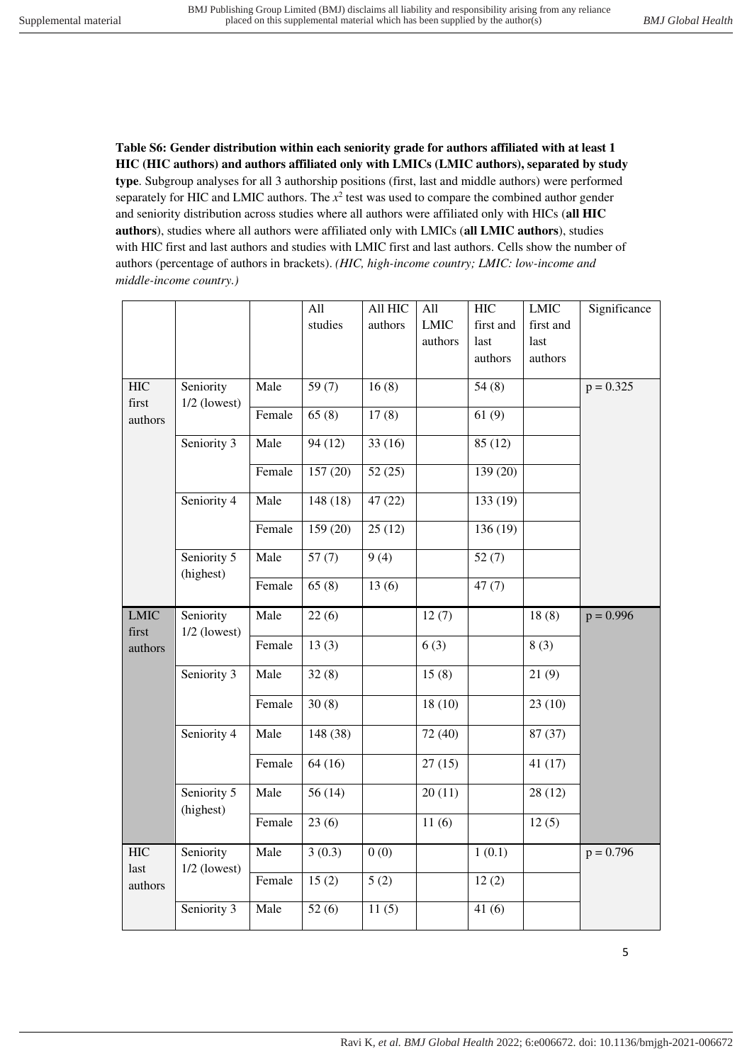**Table S6: Gender distribution within each seniority grade for authors affiliated with at least 1 HIC (HIC authors) and authors affiliated only with LMICs (LMIC authors), separated by study type**. Subgroup analyses for all 3 authorship positions (first, last and middle authors) were performed separately for HIC and LMIC authors. The $x^2$ test was used to compare the combined author gender and seniority distribution across studies where all authors were affiliated only with HICs (**all HIC authors**), studies where all authors were affiliated only with LMICs (**all LMIC authors**), studies with HIC first and last authors and studies with LMIC first and last authors. Cells show the number of authors (percentage of authors in brackets). *(HIC, high-income country; LMIC: low-income and middle-income country.)*

| | | | All studies | All HIC authors | All LMIC authors | HIC first and last authors | LMIC first and last authors | Significance |
|---|---|---|---|---|---|---|---|---|
| HIC first authors | Seniority 1/2 (lowest) | Male | 59 (7) | 16 (8) | | 54 (8) | | p = 0.325 |
| | | Female | 65 (8) | 17 (8) | | 61 (9) | | |
| | Seniority 3 | Male | 94 (12) | 33 (16) | | 85 (12) | | |
| | | Female | 157 (20) | 52 (25) | | 139 (20) | | |
| | Seniority 4 | Male | 148 (18) | 47 (22) | | 133 (19) | | |
| | | Female | 159 (20) | 25 (12) | | 136 (19) | | |
| | Seniority 5 (highest) | Male | 57 (7) | 9 (4) | | 52 (7) | | |
| | | Female | 65 (8) | 13 (6) | | 47 (7) | | |
| LMIC first authors | Seniority 1/2 (lowest) | Male | 22 (6) | | 12 (7) | | 18 (8) | p = 0.996 |
| | | Female | 13 (3) | | 6 (3) | | 8 (3) | |
| | Seniority 3 | Male | 32 (8) | | 15 (8) | | 21 (9) | |
| | | Female | 30 (8) | | 18 (10) | | 23 (10) | |
| | Seniority 4 | Male | 148 (38) | | 72 (40) | | 87 (37) | |
| | | Female | 64 (16) | | 27 (15) | | 41 (17) | |
| | Seniority 5 (highest) | Male | 56 (14) | | 20 (11) | | 28 (12) | |
| | | Female | 23 (6) | | 11 (6) | | 12 (5) | |
| HIC last authors | Seniority 1/2 (lowest) | Male | 3 (0.3) | 0 (0) | | 1 (0.1) | | p = 0.796 |
| | | Female | 15 (2) | 5 (2) | | 12 (2) | | |
| | Seniority 3 | Male | 52 (6) | 11 (5) | | 41 (6) | | |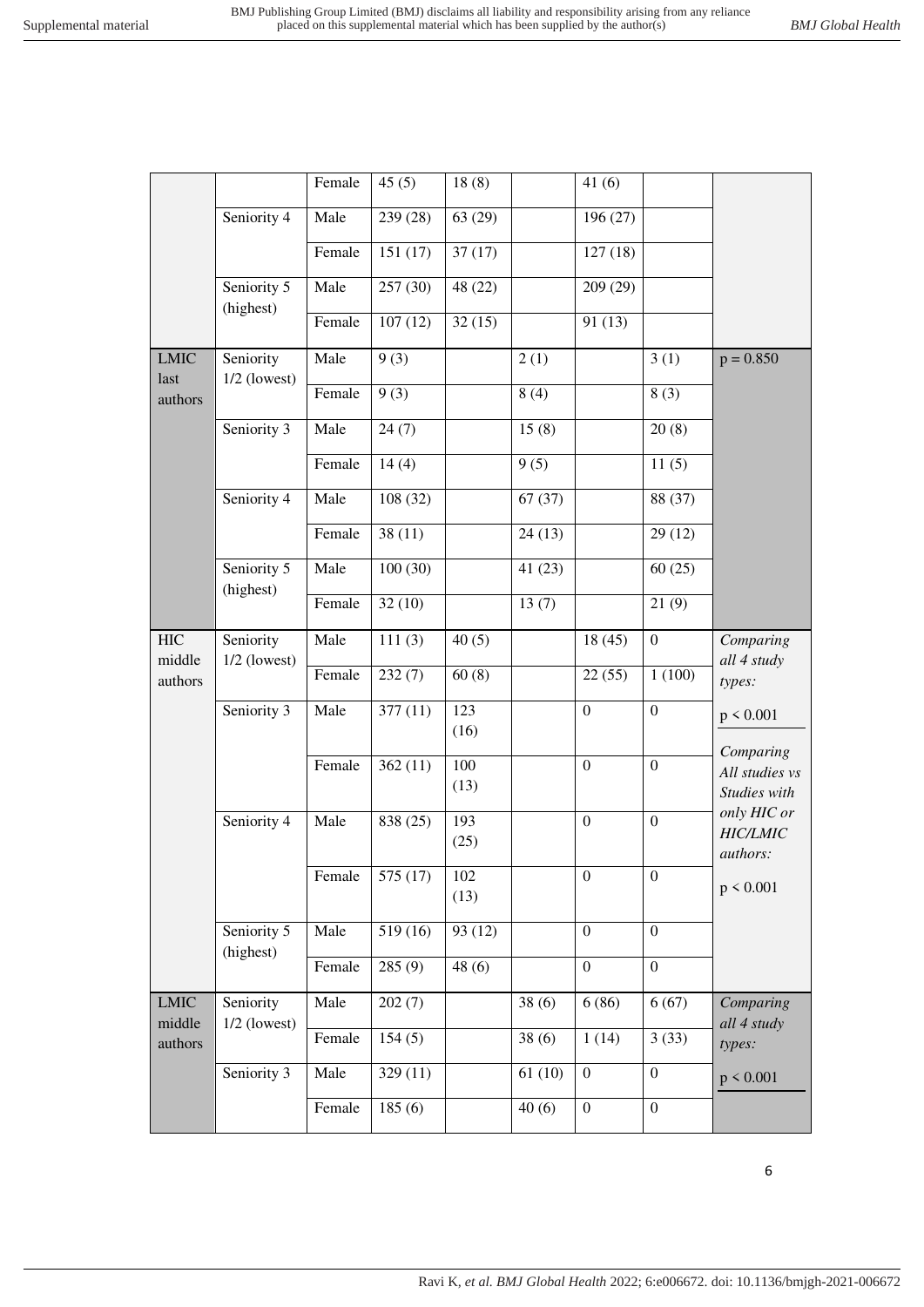| | | Female | 45 (5) | 18 (8) | | 41 (6) | | |
|---|---|---|---|---|---|---|---|---|
| | Seniority 4 | Male | 239 (28) | 63 (29) | | 196 (27) | | |
| | | Female | 151 (17) | 37 (17) | | 127 (18) | | |
| | Seniority 5 (highest) | Male | 257 (30) | 48 (22) | | 209 (29) | | |
| | | Female | 107 (12) | 32 (15) | | 91 (13) | | |
| LMIC last authors | Seniority 1/2 (lowest) | Male | 9 (3) | | 2 (1) | | 3 (1) | p = 0.850 |
| | | Female | 9 (3) | | 8 (4) | | 8 (3) | |
| | Seniority 3 | Male | 24 (7) | | 15 (8) | | 20 (8) | |
| | | Female | 14 (4) | | 9 (5) | | 11 (5) | |
| | Seniority 4 | Male | 108 (32) | | 67 (37) | | 88 (37) | |
| | | Female | 38 (11) | | 24 (13) | | 29 (12) | |
| | Seniority 5 (highest) | Male | 100 (30) | | 41 (23) | | 60 (25) | |
| | | Female | 32 (10) | | 13 (7) | | 21 (9) | |
| HIC middle authors | Seniority 1/2 (lowest) | Male | 111 (3) | 40 (5) | | 18 (45) | 0 | *Comparing all 4 study types:* |
| | | Female | 232 (7) | 60 (8) | | 22 (55) | 1 (100) | |
| | Seniority 3 | Male | 377 (11) | 123 (16) | | 0 | 0 | p < 0.001 |
| | | Female | 362 (11) | 100 (13) | | 0 | 0 | *Comparing All studies vs Studies with only HIC or HIC/LMIC authors:* |
| | Seniority 4 | Male | 838 (25) | 193 (25) | | 0 | 0 | |
| | | Female | 575 (17) | 102 (13) | | 0 | 0 | p < 0.001 |
| | Seniority 5 (highest) | Male | 519 (16) | 93 (12) | | 0 | 0 | |
| | | Female | 285 (9) | 48 (6) | | 0 | 0 | |
| LMIC middle authors | Seniority 1/2 (lowest) | Male | 202 (7) | | 38 (6) | 6 (86) | 6 (67) | *Comparing all 4 study types:* |
| | | Female | 154 (5) | | 38 (6) | 1 (14) | 3 (33) | |
| | Seniority 3 | Male | 329 (11) | | 61 (10) | 0 | 0 | p < 0.001 |
| | | Female | 185 (6) | | 40 (6) | 0 | 0 | |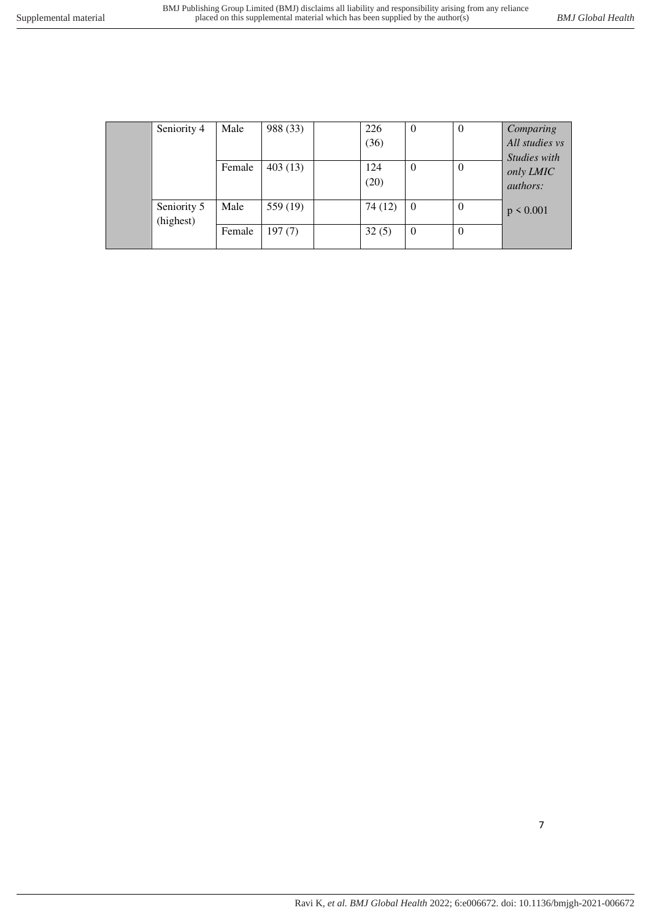| | | | | | | | | |
|---|---|---|---|---|---|---|---|---|
| | Seniority 4 | Male | 988 (33) | | 226 (36) | 0 | 0 | *Comparing All studies vs Studies with only LMIC authors:* p < 0.001 |
| | | Female | 403 (13) | | 124 (20) | 0 | 0 | |
| | Seniority 5 (highest) | Male | 559 (19) | | 74 (12) | 0 | 0 | |
| | | Female | 197 (7) | | 32 (5) | 0 | 0 | |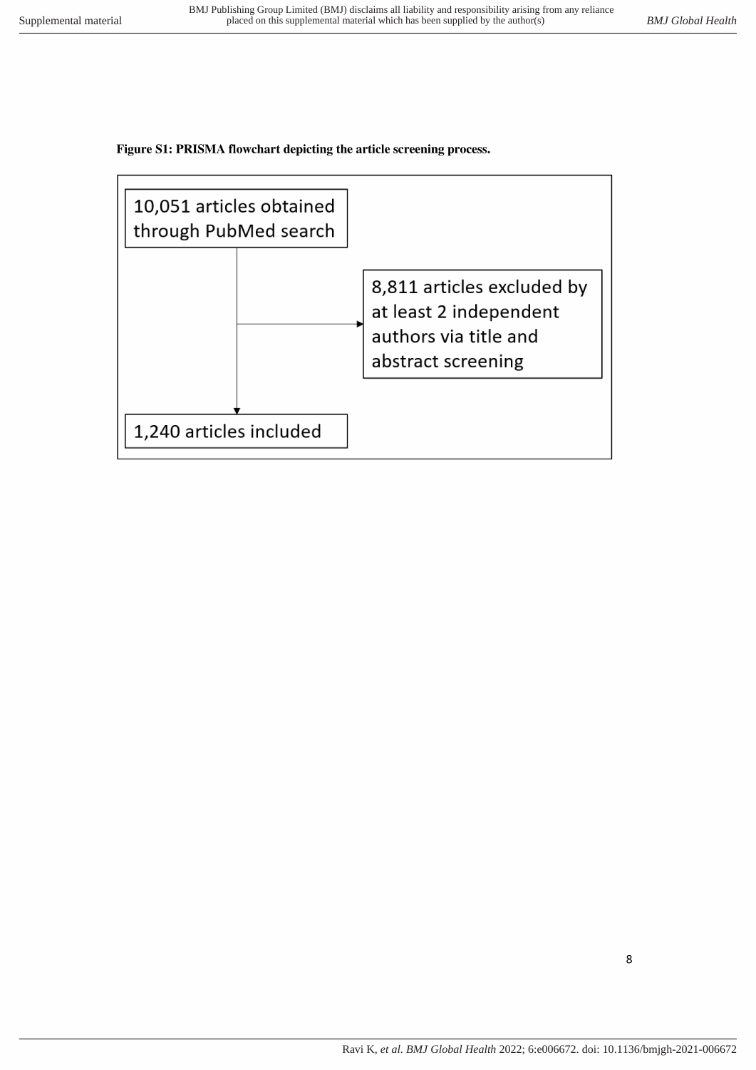**Figure S1: PRISMA flowchart depicting the article screening process.**

10,051 articles obtained through PubMed search

8,811 articles excluded by at least 2 independent authors via title and abstract screening

1,240 articles included